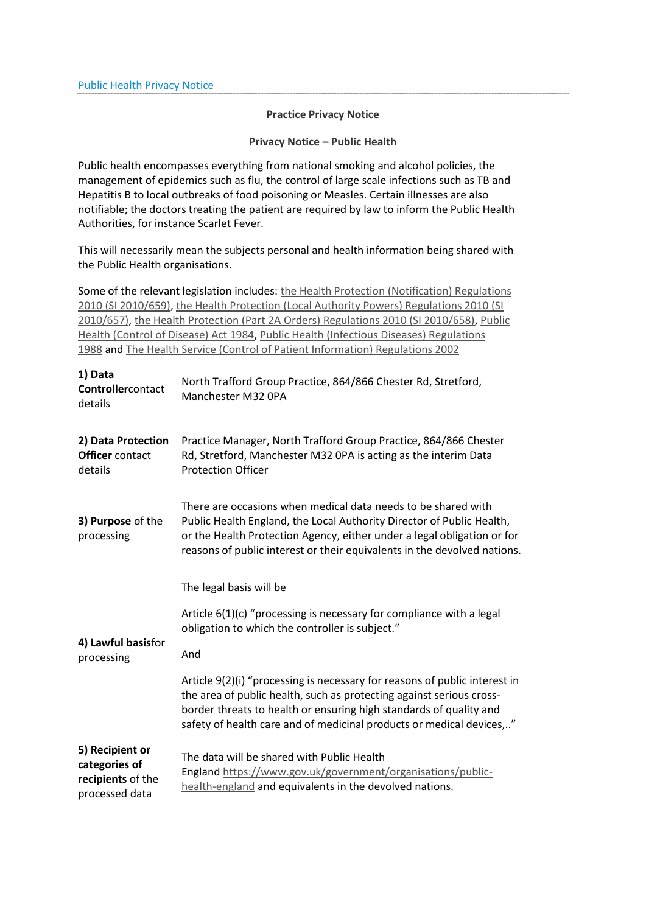Public Health Privacy Notice

**Practice Privacy Notice**

**Privacy Notice – Public Health**

Public health encompasses everything from national smoking and alcohol policies, the management of epidemics such as flu, the control of large scale infections such as TB and Hepatitis B to local outbreaks of food poisoning or Measles. Certain illnesses are also notifiable; the doctors treating the patient are required by law to inform the Public Health Authorities, for instance Scarlet Fever.

This will necessarily mean the subjects personal and health information being shared with the Public Health organisations.

Some of the relevant legislation includes: the Health Protection (Notification) Regulations 2010 (SI 2010/659), the Health Protection (Local Authority Powers) Regulations 2010 (SI 2010/657), the Health Protection (Part 2A Orders) Regulations 2010 (SI 2010/658), Public Health (Control of Disease) Act 1984, Public Health (Infectious Diseases) Regulations 1988 and The Health Service (Control of Patient Information) Regulations 2002

| | |
|---|---|
| **1) Data Controller** contact details | North Trafford Group Practice, 864/866 Chester Rd, Stretford, Manchester M32 0PA |
| **2) Data Protection Officer** contact details | Practice Manager, North Trafford Group Practice, 864/866 Chester Rd, Stretford, Manchester M32 0PA is acting as the interim Data Protection Officer |
| **3) Purpose** of the processing | There are occasions when medical data needs to be shared with Public Health England, the Local Authority Director of Public Health, or the Health Protection Agency, either under a legal obligation or for reasons of public interest or their equivalents in the devolved nations. |
| **4) Lawful basis** for processing | The legal basis will be<br><br>Article 6(1)(c) "processing is necessary for compliance with a legal obligation to which the controller is subject."<br><br>And<br><br>Article 9(2)(i) "processing is necessary for reasons of public interest in the area of public health, such as protecting against serious cross-border threats to health or ensuring high standards of quality and safety of health care and of medicinal products or medical devices,.." |
| **5) Recipient or categories of recipients** of the processed data | The data will be shared with Public Health England https://www.gov.uk/government/organisations/public-health-england and equivalents in the devolved nations. |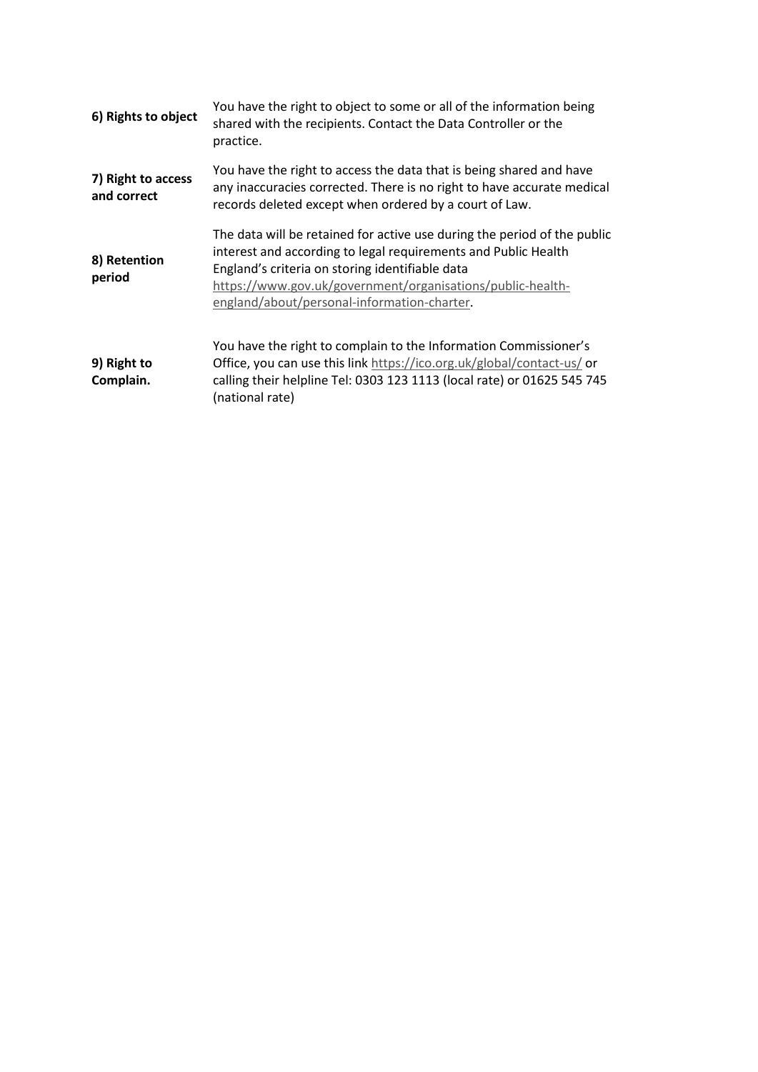| | |
|---|---|
| **6) Rights to object** | You have the right to object to some or all of the information being shared with the recipients. Contact the Data Controller or the practice. |
| **7) Right to access and correct** | You have the right to access the data that is being shared and have any inaccuracies corrected. There is no right to have accurate medical records deleted except when ordered by a court of Law. |
| **8) Retention period** | The data will be retained for active use during the period of the public interest and according to legal requirements and Public Health England's criteria on storing identifiable data https://www.gov.uk/government/organisations/public-health-england/about/personal-information-charter. |
| **9) Right to Complain.** | You have the right to complain to the Information Commissioner's Office, you can use this link https://ico.org.uk/global/contact-us/ or calling their helpline Tel: 0303 123 1113 (local rate) or 01625 545 745 (national rate) |